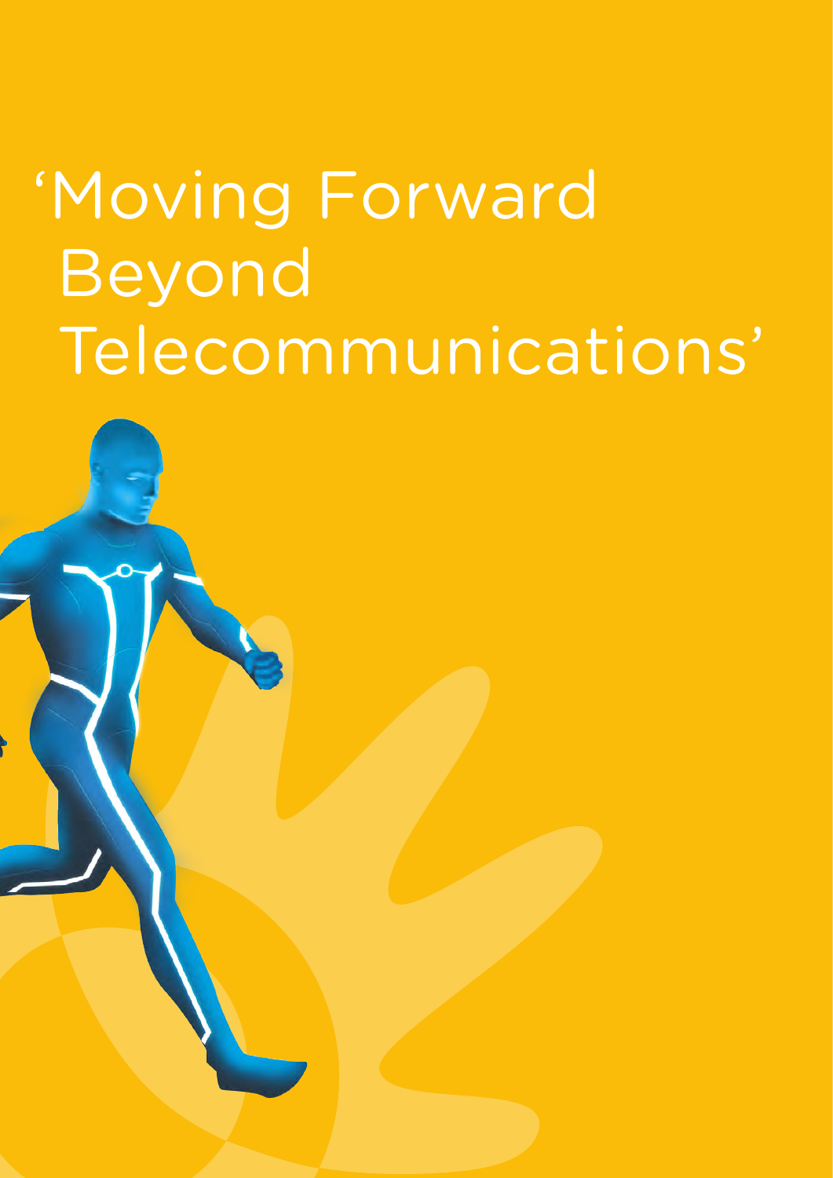# 'Moving Forward Beyond Telecommunications'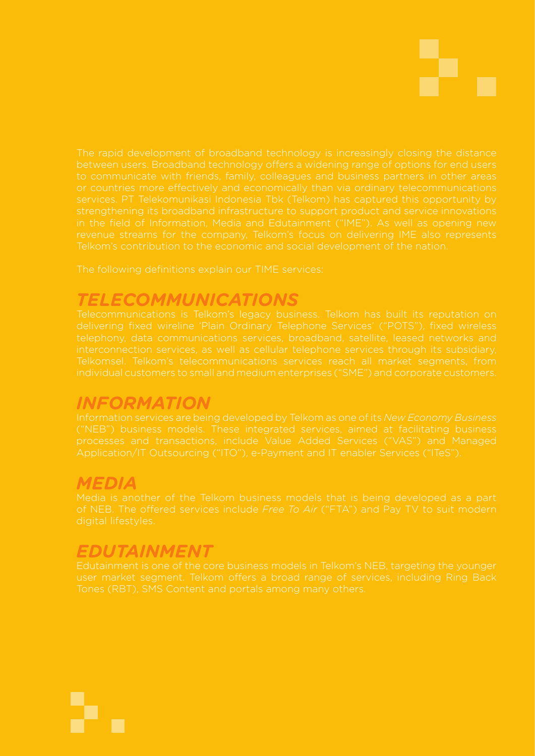The rapid development of broadband technology is increasingly closing the distance between users. Broadband technology offers a widening range of options for end users to communicate with friends, family, colleagues and business partners in other areas or countries more effectively and economically than via ordinary telecommunications services. PT Telekomunikasi Indonesia Tbk (Telkom) has captured this opportunity by strengthening its broadband infrastructure to support product and service innovations in the field of Information, Media and Edutainment ("IME"). As well as opening new revenue streams for the company, Telkom's focus on delivering IME also represents Telkom's contribution to the economic and social development of the nation.

The following definitions explain our TIME services:

## *TELECOMMUNICATIONS*

Telecommunications is Telkom's legacy business. Telkom has built its reputation on delivering fixed wireline 'Plain Ordinary Telephone Services' ("POTS"), fixed wireless telephony, data communications services, broadband, satellite, leased networks and interconnection services, as well as cellular telephone services through its subsidiary, Telkomsel. Telkom's telecommunications services reach all market segments, from individual customers to small and medium enterprises ("SME") and corporate customers.

## *INFORMATION*

Information services are being developed by Telkom as one of its *New Economy Business* ("NEB") business models. These integrated services, aimed at facilitating business processes and transactions, include Value Added Services ("VAS") and Managed Application/IT Outsourcing ("ITO"), e-Payment and IT enabler Services ("ITeS").

## *MEDIA*

Media is another of the Telkom business models that is being developed as a part of NEB. The offered services include *Free To Air* ("FTA") and Pay TV to suit modern digital lifestyles.

## *EDUTAINMENT*

Edutainment is one of the core business models in Telkom's NEB, targeting the younger user market segment. Telkom offers a broad range of services, including Ring Back Tones (RBT), SMS Content and portals among many others.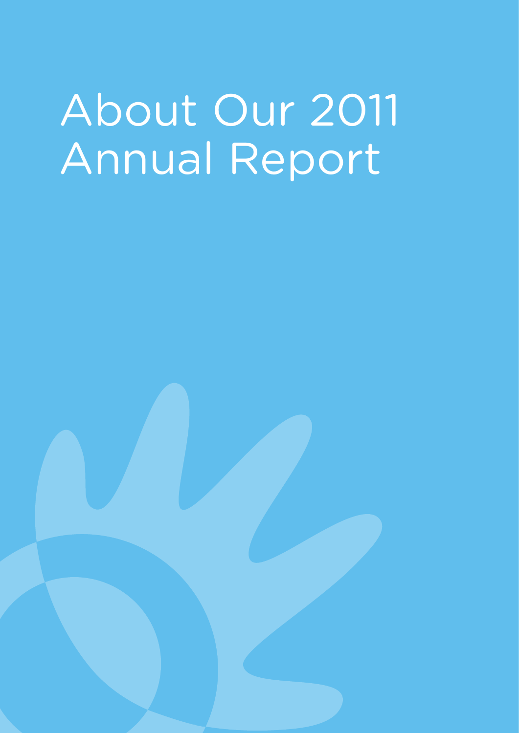# About Our 2011 Annual Report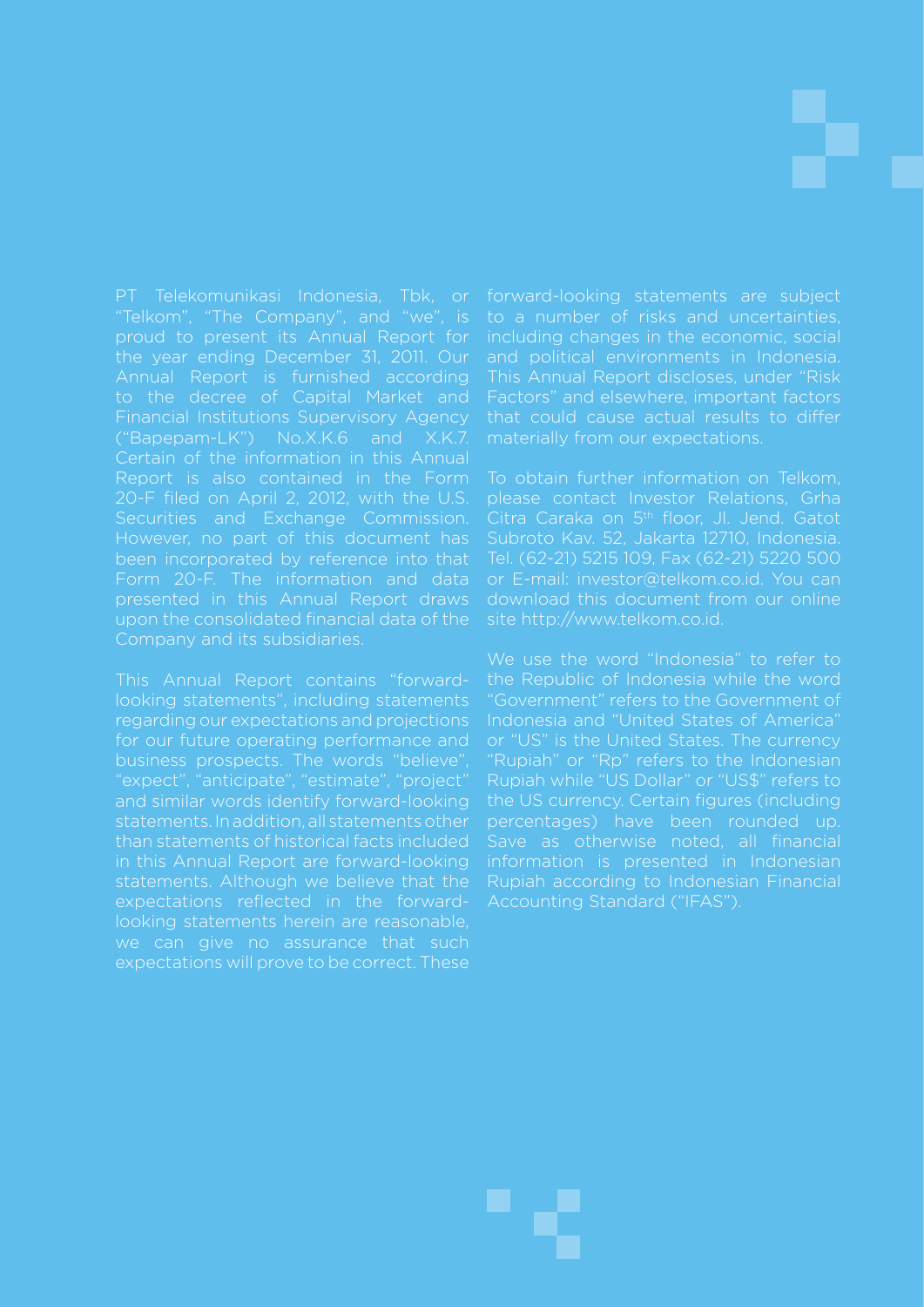PT Telekomunikasi Indonesia, Tbk, or "Telkom", "The Company", and "we", is proud to present its Annual Report for the year ending December 31, 2011. Our Annual Report is furnished according to the decree of Capital Market and Financial Institutions Supervisory Agency ("Bapepam-LK") No.X.K.6 and X.K.7. Certain of the information in this Annual Report is also contained in the Form 20-F filed on April 2, 2012, with the U.S. Securities and Exchange Commission. However, no part of this document has been incorporated by reference into that Form 20-F. The information and data presented in this Annual Report draws upon the consolidated financial data of the Company and its subsidiaries.

This Annual Report contains "forward-looking statements", including statements regarding our expectations and projections for our future operating performance and business prospects. The words "believe", "expect", "anticipate", "estimate", "project" and similar words identify forward-looking statements. In addition, all statements other than statements of historical facts included in this Annual Report are forward-looking statements. Although we believe that the expectations reflected in the forward-looking statements herein are reasonable, we can give no assurance that such expectations will prove to be correct. These forward-looking statements are subject to a number of risks and uncertainties, including changes in the economic, social and political environments in Indonesia. This Annual Report discloses, under "Risk Factors" and elsewhere, important factors that could cause actual results to differ materially from our expectations.

To obtain further information on Telkom, please contact Investor Relations, Grha Citra Caraka on 5th floor, Jl. Jend. Gatot Subroto Kav. 52, Jakarta 12710, Indonesia. Tel. (62-21) 5215 109, Fax (62-21) 5220 500 or E-mail: investor@telkom.co.id. You can download this document from our online site http://www.telkom.co.id.

We use the word "Indonesia" to refer to the Republic of Indonesia while the word "Government" refers to the Government of Indonesia and "United States of America" or "US" is the United States. The currency "Rupiah" or "Rp" refers to the Indonesian Rupiah while "US Dollar" or "US$" refers to the US currency. Certain figures (including percentages) have been rounded up. Save as otherwise noted, all financial information is presented in Indonesian Rupiah according to Indonesian Financial Accounting Standard ("IFAS").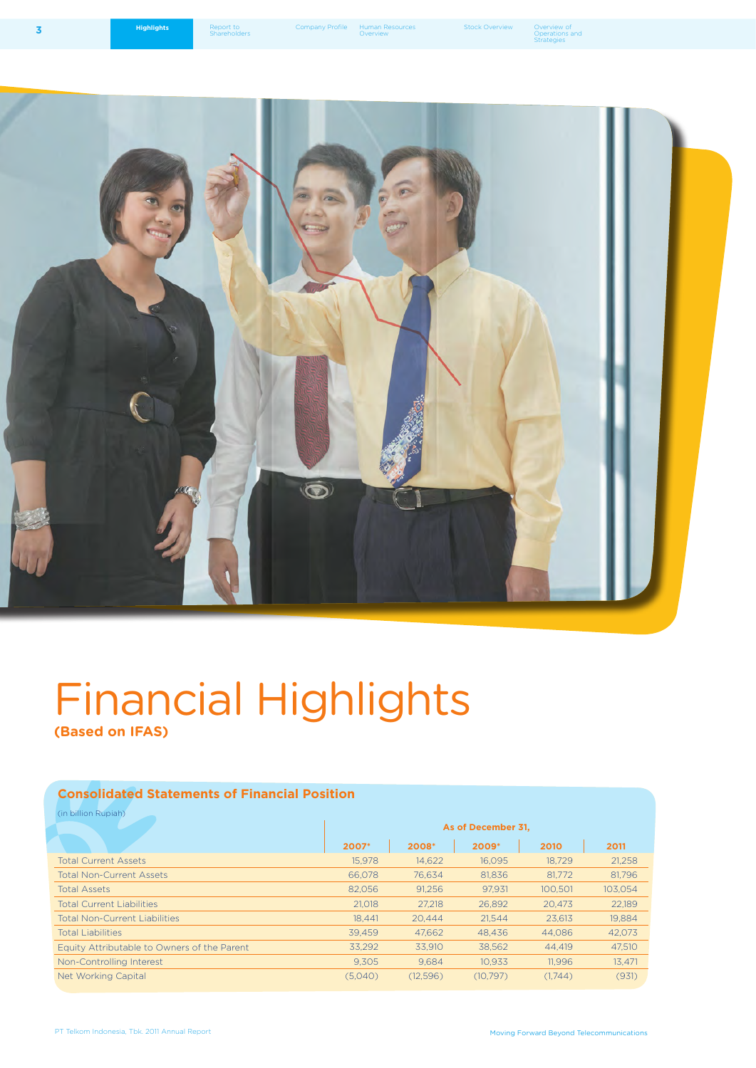# Financial Highlights

**(Based on IFAS)**

## Consolidated Statements of Financial Position

(in billion Rupiah)

| | As of December 31, | | | | |
|---|---|---|---|---|---|
| | 2007* | 2008* | 2009* | 2010 | 2011 |
| Total Current Assets | 15,978 | 14,622 | 16,095 | 18,729 | 21,258 |
| Total Non-Current Assets | 66,078 | 76,634 | 81,836 | 81,772 | 81,796 |
| Total Assets | 82,056 | 91,256 | 97,931 | 100,501 | 103,054 |
| Total Current Liabilities | 21,018 | 27,218 | 26,892 | 20,473 | 22,189 |
| Total Non-Current Liabilities | 18,441 | 20,444 | 21,544 | 23,613 | 19,884 |
| Total Liabilities | 39,459 | 47,662 | 48,436 | 44,086 | 42,073 |
| Equity Attributable to Owners of the Parent | 33,292 | 33,910 | 38,562 | 44,419 | 47,510 |
| Non-Controlling Interest | 9,305 | 9,684 | 10,933 | 11,996 | 13,471 |
| Net Working Capital | (5,040) | (12,596) | (10,797) | (1,744) | (931) |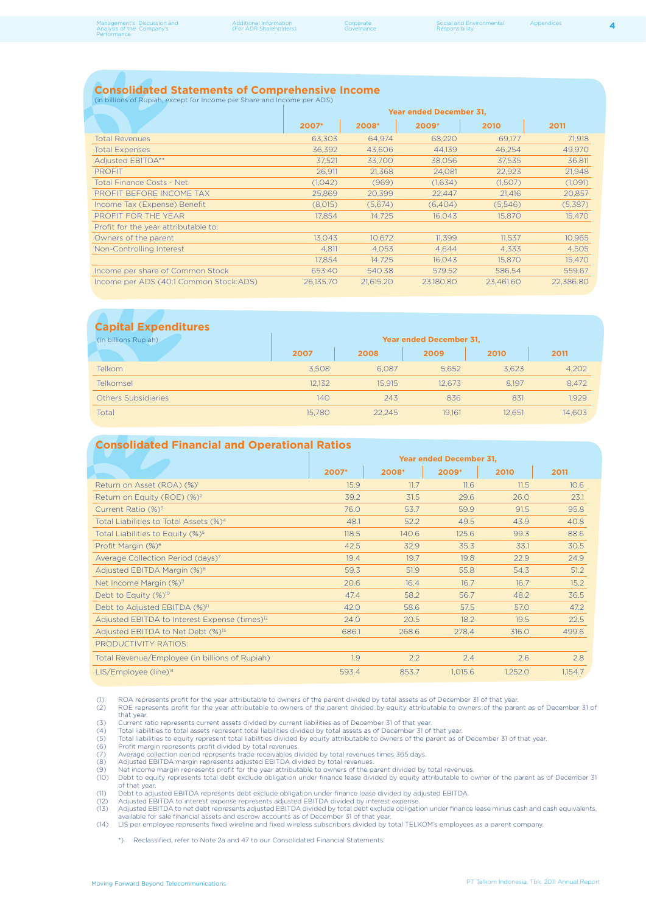## Consolidated Statements of Comprehensive Income

(in billions of Rupiah, except for Income per Share and Income per ADS)

| | Year ended December 31, | | | | |
|---|---|---|---|---|---|
| | 2007* | 2008* | 2009* | 2010 | 2011 |
| Total Revenues | 63,303 | 64,974 | 68,220 | 69,177 | 71,918 |
| Total Expenses | 36,392 | 43,606 | 44,139 | 46,254 | 49,970 |
| Adjusted EBITDA** | 37,521 | 33,700 | 38,056 | 37,535 | 36,811 |
| PROFIT | 26,911 | 21,368 | 24,081 | 22,923 | 21,948 |
| Total Finance Costs - Net | (1,042) | (969) | (1,634) | (1,507) | (1,091) |
| PROFIT BEFORE INCOME TAX | 25,869 | 20,399 | 22,447 | 21,416 | 20,857 |
| Income Tax (Expense) Benefit | (8,015) | (5,674) | (6,404) | (5,546) | (5,387) |
| PROFIT FOR THE YEAR | 17,854 | 14,725 | 16,043 | 15,870 | 15,470 |
| Profit for the year attributable to: | | | | | |
| Owners of the parent | 13,043 | 10,672 | 11,399 | 11,537 | 10,965 |
| Non-Controlling Interest | 4,811 | 4,053 | 4,644 | 4,333 | 4,505 |
| | 17,854 | 14,725 | 16,043 | 15,870 | 15,470 |
| Income per share of Common Stock | 653.40 | 540.38 | 579.52 | 586.54 | 559.67 |
| Income per ADS (40:1 Common Stock:ADS) | 26,135.70 | 21,615.20 | 23,180.80 | 23,461.60 | 22,386.80 |

## Capital Expenditures

| (in billions Rupiah) | Year ended December 31, | | | | |
|---|---|---|---|---|---|
| | 2007 | 2008 | 2009 | 2010 | 2011 |
| Telkom | 3,508 | 6,087 | 5,652 | 3,623 | 4,202 |
| Telkomsel | 12,132 | 15,915 | 12,673 | 8,197 | 8,472 |
| Others Subsidiaries | 140 | 243 | 836 | 831 | 1,929 |
| Total | 15,780 | 22,245 | 19,161 | 12,651 | 14,603 |

## Consolidated Financial and Operational Ratios

| | Year ended December 31, | | | | |
|---|---|---|---|---|---|
| | 2007* | 2008* | 2009* | 2010 | 2011 |
| Return on Asset (ROA) (%)[1] | 15.9 | 11.7 | 11.6 | 11.5 | 10.6 |
| Return on Equity (ROE) (%)[2] | 39.2 | 31.5 | 29.6 | 26.0 | 23.1 |
| Current Ratio (%)[3] | 76.0 | 53.7 | 59.9 | 91.5 | 95.8 |
| Total Liabilities to Total Assets (%)[4] | 48.1 | 52.2 | 49.5 | 43.9 | 40.8 |
| Total Liabilities to Equity (%)[5] | 118.5 | 140.6 | 125.6 | 99.3 | 88.6 |
| Profit Margin (%)[6] | 42.5 | 32.9 | 35.3 | 33.1 | 30.5 |
| Average Collection Period (days)[7] | 19.4 | 19.7 | 19.8 | 22.9 | 24.9 |
| Adjusted EBITDA Margin (%)[8] | 59.3 | 51.9 | 55.8 | 54.3 | 51.2 |
| Net Income Margin (%)[9] | 20.6 | 16.4 | 16.7 | 16.7 | 15.2 |
| Debt to Equity (%)[10] | 47.4 | 58.2 | 56.7 | 48.2 | 36.5 |
| Debt to Adjusted EBITDA (%)[11] | 42.0 | 58.6 | 57.5 | 57.0 | 47.2 |
| Adjusted EBITDA to Interest Expense (times)[12] | 24.0 | 20.5 | 18.2 | 19.5 | 22.5 |
| Adjusted EBITDA to Net Debt (%)[13] | 686.1 | 268.6 | 278.4 | 316.0 | 499.6 |
| PRODUCTIVITY RATIOS: | | | | | |
| Total Revenue/Employee (in billions of Rupiah) | 1.9 | 2.2 | 2.4 | 2.6 | 2.8 |
| LIS/Employee (line)[14] | 593.4 | 853.7 | 1,015.6 | 1,252.0 | 1,154.7 |

(1) ROA represents profit for the year attributable to owners of the parent divided by total assets as of December 31 of that year.
(2) ROE represents profit for the year attributable to owners of the parent divided by equity attributable to owners of the parent as of December 31 of that year.
(3) Current ratio represents current assets divided by current liabilities as of December 31 of that year.
(4) Total liabilities to total assets represent total liabilities divided by total assets as of December 31 of that year.
(5) Total liabilities to equity represent total liabilities divided by equity attributable to owners of the parent as of December 31 of that year.
(6) Profit margin represents profit divided by total revenues.
(7) Average collection period represents trade receivables divided by total revenues times 365 days.
(8) Adjusted EBITDA margin represents adjusted EBITDA divided by total revenues.
(9) Net income margin represents profit for the year attributable to owners of the parent divided by total revenues.
(10) Debt to equity represents total debt exclude obligation under finance lease divided by equity attributable to owner of the parent as of December 31 of that year.
(11) Debt to adjusted EBITDA represents debt exclude obligation under finance lease divided by adjusted EBITDA.
(12) Adjusted EBITDA to interest expense represents adjusted EBITDA divided by interest expense.
(13) Adjusted EBITDA to net debt represents adjusted EBITDA divided by total debt exclude obligation under finance lease minus cash and cash equivalents, available for sale financial assets and escrow accounts as of December 31 of that year.
(14) LIS per employee represents fixed wireline and fixed wireless subscribers divided by total TELKOM's employees as a parent company.

*) Reclassified, refer to Note 2a and 47 to our Consolidated Financial Statements.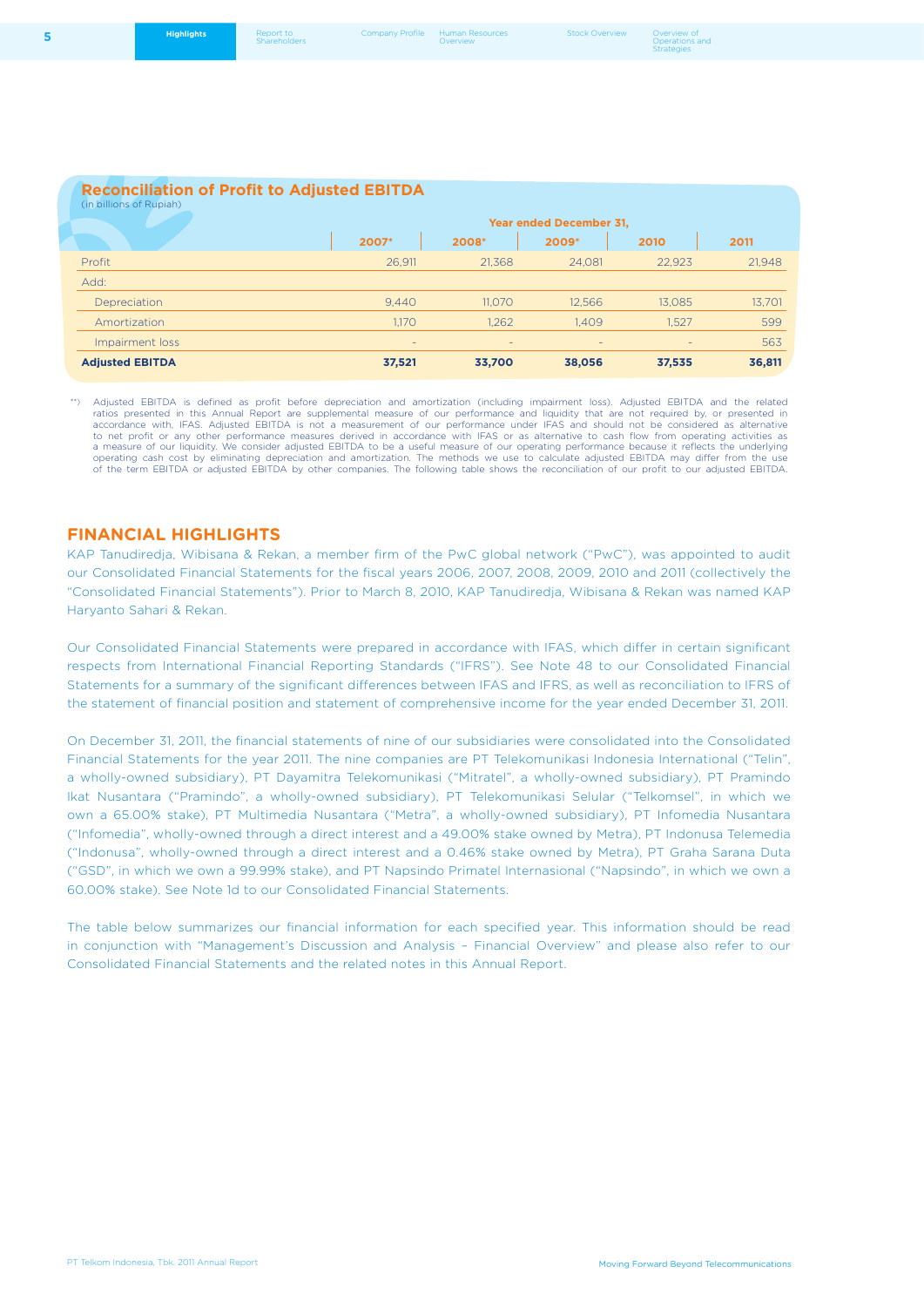## Reconciliation of Profit to Adjusted EBITDA

(in billions of Rupiah)

| | Year ended December 31, | | | | |
|---|---|---|---|---|---|
| | 2007* | 2008* | 2009* | 2010 | 2011 |
| Profit | 26,911 | 21,368 | 24,081 | 22,923 | 21,948 |
| Add: | | | | | |
| Depreciation | 9,440 | 11,070 | 12,566 | 13,085 | 13,701 |
| Amortization | 1,170 | 1,262 | 1,409 | 1,527 | 599 |
| Impairment loss | - | - | - | - | 563 |
| **Adjusted EBITDA** | **37,521** | **33,700** | **38,056** | **37,535** | **36,811** |

**) Adjusted EBITDA is defined as profit before depreciation and amortization (including impairment loss). Adjusted EBITDA and the related ratios presented in this Annual Report are supplemental measure of our performance and liquidity that are not required by, or presented in accordance with, IFAS. Adjusted EBITDA is not a measurement of our performance under IFAS and should not be considered as alternative to net profit or any other performance measures derived in accordance with IFAS or as alternative to cash flow from operating activities as a measure of our liquidity. We consider adjusted EBITDA to be a useful measure of our operating performance because it reflects the underlying operating cash cost by eliminating depreciation and amortization. The methods we use to calculate adjusted EBITDA may differ from the use of the term EBITDA or adjusted EBITDA by other companies. The following table shows the reconciliation of our profit to our adjusted EBITDA.

## FINANCIAL HIGHLIGHTS

KAP Tanudiredja, Wibisana & Rekan, a member firm of the PwC global network ("PwC"), was appointed to audit our Consolidated Financial Statements for the fiscal years 2006, 2007, 2008, 2009, 2010 and 2011 (collectively the "Consolidated Financial Statements"). Prior to March 8, 2010, KAP Tanudiredja, Wibisana & Rekan was named KAP Haryanto Sahari & Rekan.

Our Consolidated Financial Statements were prepared in accordance with IFAS, which differ in certain significant respects from International Financial Reporting Standards ("IFRS"). See Note 48 to our Consolidated Financial Statements for a summary of the significant differences between IFAS and IFRS, as well as reconciliation to IFRS of the statement of financial position and statement of comprehensive income for the year ended December 31, 2011.

On December 31, 2011, the financial statements of nine of our subsidiaries were consolidated into the Consolidated Financial Statements for the year 2011. The nine companies are PT Telekomunikasi Indonesia International ("Telin", a wholly-owned subsidiary), PT Dayamitra Telekomunikasi ("Mitratel", a wholly-owned subsidiary), PT Pramindo Ikat Nusantara ("Pramindo", a wholly-owned subsidiary), PT Telekomunikasi Selular ("Telkomsel", in which we own a 65.00% stake), PT Multimedia Nusantara ("Metra", a wholly-owned subsidiary), PT Infomedia Nusantara ("Infomedia", wholly-owned through a direct interest and a 49.00% stake owned by Metra), PT Indonusa Telemedia ("Indonusa", wholly-owned through a direct interest and a 0.46% stake owned by Metra), PT Graha Sarana Duta ("GSD", in which we own a 99.99% stake), and PT Napsindo Primatel Internasional ("Napsindo", in which we own a 60.00% stake). See Note 1d to our Consolidated Financial Statements.

The table below summarizes our financial information for each specified year. This information should be read in conjunction with "Management's Discussion and Analysis – Financial Overview" and please also refer to our Consolidated Financial Statements and the related notes in this Annual Report.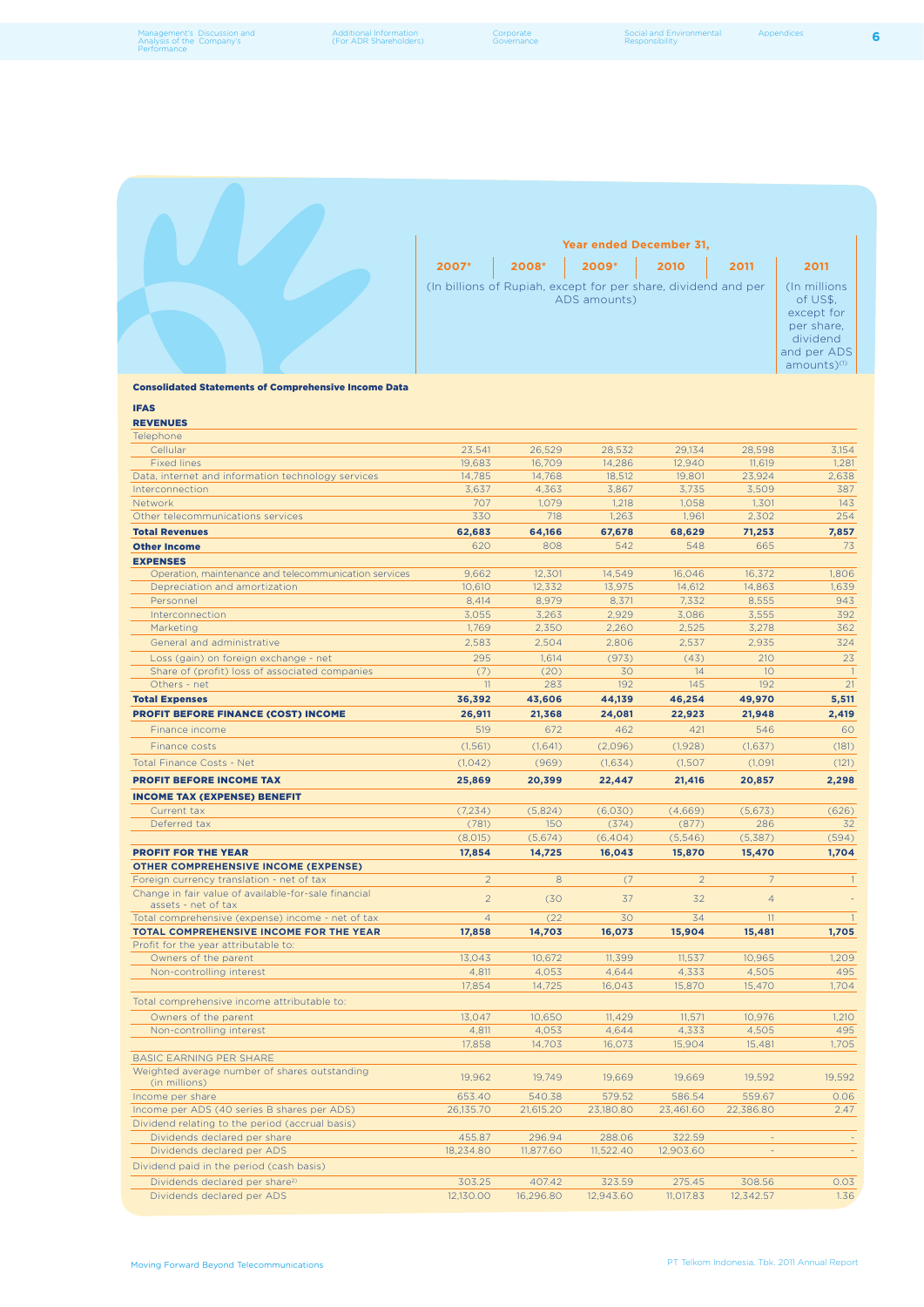| | Year ended December 31, | | | | | |
|---|---|---|---|---|---|---|
| | 2007* | 2008* | 2009* | 2010 | 2011 | 2011 |
| | (In billions of Rupiah, except for per share, dividend and per ADS amounts) | | | | | (In millions of US$, except for per share, dividend and per ADS amounts)[1] |
| **Consolidated Statements of Comprehensive Income Data** | | | | | | |
| **IFAS** | | | | | | |
| **REVENUES** | | | | | | |
| Telephone | | | | | | |
| Cellular | 23,541 | 26,529 | 28,532 | 29,134 | 28,598 | 3,154 |
| Fixed lines | 19,683 | 16,709 | 14,286 | 12,940 | 11,619 | 1,281 |
| Data, internet and information technology services | 14,785 | 14,768 | 18,512 | 19,801 | 23,924 | 2,638 |
| Interconnection | 3,637 | 4,363 | 3,867 | 3,735 | 3,509 | 387 |
| Network | 707 | 1,079 | 1,218 | 1,058 | 1,301 | 143 |
| Other telecommunications services | 330 | 718 | 1,263 | 1,961 | 2,302 | 254 |
| **Total Revenues** | **62,683** | **64,166** | **67,678** | **68,629** | **71,253** | **7,857** |
| **Other Income** | 620 | 808 | 542 | 548 | 665 | 73 |
| **EXPENSES** | | | | | | |
| Operation, maintenance and telecommunication services | 9,662 | 12,301 | 14,549 | 16,046 | 16,372 | 1,806 |
| Depreciation and amortization | 10,610 | 12,332 | 13,975 | 14,612 | 14,863 | 1,639 |
| Personnel | 8,414 | 8,979 | 8,371 | 7,332 | 8,555 | 943 |
| Interconnection | 3,055 | 3,263 | 2,929 | 3,086 | 3,555 | 392 |
| Marketing | 1,769 | 2,350 | 2,260 | 2,525 | 3,278 | 362 |
| General and administrative | 2,583 | 2,504 | 2,806 | 2,537 | 2,935 | 324 |
| Loss (gain) on foreign exchange - net | 295 | 1,614 | (973) | (43) | 210 | 23 |
| Share of (profit) loss of associated companies | (7) | (20) | 30 | 14 | 10 | 1 |
| Others - net | 11 | 283 | 192 | 145 | 192 | 21 |
| **Total Expenses** | **36,392** | **43,606** | **44,139** | **46,254** | **49,970** | **5,511** |
| **PROFIT BEFORE FINANCE (COST) INCOME** | **26,911** | **21,368** | **24,081** | **22,923** | **21,948** | **2,419** |
| Finance income | 519 | 672 | 462 | 421 | 546 | 60 |
| Finance costs | (1,561) | (1,641) | (2,096) | (1,928) | (1,637) | (181) |
| Total Finance Costs - Net | (1,042) | (969) | (1,634) | (1,507 | (1,091 | (121) |
| **PROFIT BEFORE INCOME TAX** | **25,869** | **20,399** | **22,447** | **21,416** | **20,857** | **2,298** |
| **INCOME TAX (EXPENSE) BENEFIT** | | | | | | |
| Current tax | (7,234) | (5,824) | (6,030) | (4,669) | (5,673) | (626) |
| Deferred tax | (781) | 150 | (374) | (877) | 286 | 32 |
| | (8,015) | (5,674) | (6,404) | (5,546) | (5,387) | (594) |
| **PROFIT FOR THE YEAR** | **17,854** | **14,725** | **16,043** | **15,870** | **15,470** | **1,704** |
| **OTHER COMPREHENSIVE INCOME (EXPENSE)** | | | | | | |
| Foreign currency translation - net of tax | 2 | 8 | (7 | 2 | 7 | 1 |
| Change in fair value of available-for-sale financial assets - net of tax | 2 | (30 | 37 | 32 | 4 | - |
| Total comprehensive (expense) income - net of tax | 4 | (22 | 30 | 34 | 11 | 1 |
| **TOTAL COMPREHENSIVE INCOME FOR THE YEAR** | **17,858** | **14,703** | **16,073** | **15,904** | **15,481** | **1,705** |
| Profit for the year attributable to: | | | | | | |
| Owners of the parent | 13,043 | 10,672 | 11,399 | 11,537 | 10,965 | 1,209 |
| Non-controlling interest | 4,811 | 4,053 | 4,644 | 4,333 | 4,505 | 495 |
| | 17,854 | 14,725 | 16,043 | 15,870 | 15,470 | 1,704 |
| Total comprehensive income attributable to: | | | | | | |
| Owners of the parent | 13,047 | 10,650 | 11,429 | 11,571 | 10,976 | 1,210 |
| Non-controlling interest | 4,811 | 4,053 | 4,644 | 4,333 | 4,505 | 495 |
| | 17,858 | 14,703 | 16,073 | 15,904 | 15,481 | 1,705 |
| BASIC EARNING PER SHARE | | | | | | |
| Weighted average number of shares outstanding (in millions) | 19,962 | 19,749 | 19,669 | 19,669 | 19,592 | 19,592 |
| Income per share | 653.40 | 540.38 | 579.52 | 586.54 | 559.67 | 0.06 |
| Income per ADS (40 series B shares per ADS) | 26,135.70 | 21,615.20 | 23,180.80 | 23,461.60 | 22,386.80 | 2.47 |
| Dividend relating to the period (accrual basis) | | | | | | |
| Dividends declared per share | 455.87 | 296.94 | 288.06 | 322.59 | - | - |
| Dividends declared per ADS | 18,234.80 | 11,877.60 | 11,522.40 | 12,903.60 | - | - |
| Dividend paid in the period (cash basis) | | | | | | |
| Dividends declared per share[2] | 303.25 | 407.42 | 323.59 | 275.45 | 308.56 | 0.03 |
| Dividends declared per ADS | 12,130.00 | 16,296.80 | 12,943.60 | 11,017.83 | 12,342.57 | 1.36 |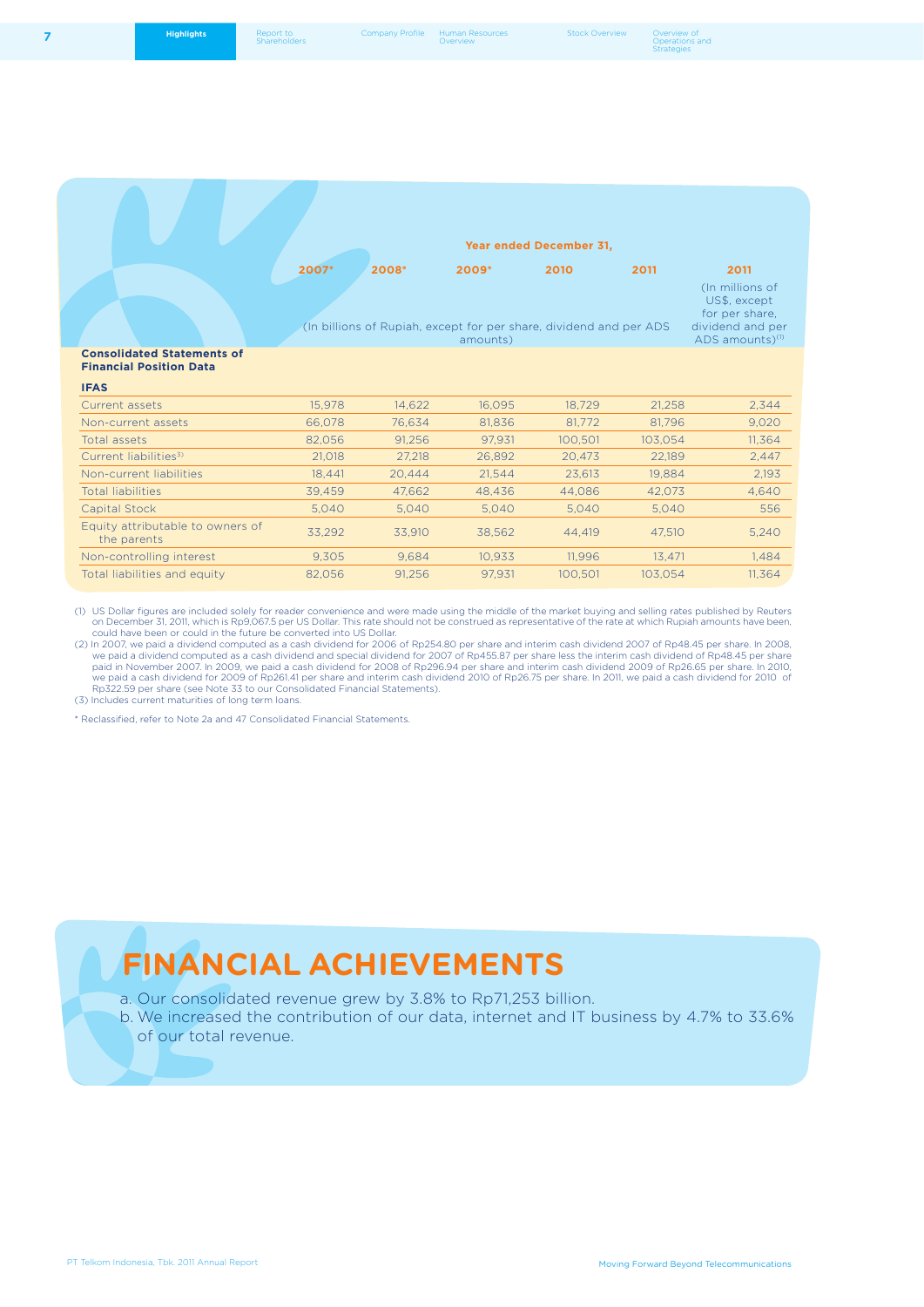| | Year ended December 31, | | | | | |
|---|---|---|---|---|---|---|
| | 2007* | 2008* | 2009* | 2010 | 2011 | 2011 |
| | (In billions of Rupiah, except for per share, dividend and per ADS amounts) | | | | | (In millions of US$, except for per share, dividend and per ADS amounts)[1] |
| **Consolidated Statements of Financial Position Data** | | | | | | |
| **IFAS** | | | | | | |
| Current assets | 15,978 | 14,622 | 16,095 | 18,729 | 21,258 | 2,344 |
| Non-current assets | 66,078 | 76,634 | 81,836 | 81,772 | 81,796 | 9,020 |
| Total assets | 82,056 | 91,256 | 97,931 | 100,501 | 103,054 | 11,364 |
| Current liabilities[3] | 21,018 | 27,218 | 26,892 | 20,473 | 22,189 | 2,447 |
| Non-current liabilities | 18,441 | 20,444 | 21,544 | 23,613 | 19,884 | 2,193 |
| Total liabilities | 39,459 | 47,662 | 48,436 | 44,086 | 42,073 | 4,640 |
| Capital Stock | 5,040 | 5,040 | 5,040 | 5,040 | 5,040 | 556 |
| Equity attributable to owners of the parents | 33,292 | 33,910 | 38,562 | 44,419 | 47,510 | 5,240 |
| Non-controlling interest | 9,305 | 9,684 | 10,933 | 11,996 | 13,471 | 1,484 |
| Total liabilities and equity | 82,056 | 91,256 | 97,931 | 100,501 | 103,054 | 11,364 |

(1) US Dollar figures are included solely for reader convenience and were made using the middle of the market buying and selling rates published by Reuters on December 31, 2011, which is Rp9,067.5 per US Dollar. This rate should not be construed as representative of the rate at which Rupiah amounts have been, could have been or could in the future be converted into US Dollar.

(2) In 2007, we paid a dividend computed as a cash dividend for 2006 of Rp254.80 per share and interim cash dividend 2007 of Rp48.45 per share. In 2008, we paid a dividend computed as a cash dividend and special dividend for 2007 of Rp455.87 per share less the interim cash dividend of Rp48.45 per share paid in November 2007. In 2009, we paid a cash dividend for 2008 of Rp296.94 per share and interim cash dividend 2009 of Rp26.65 per share. In 2010, we paid a cash dividend for 2009 of Rp261.41 per share and interim cash dividend 2010 of Rp26.75 per share. In 2011, we paid a cash dividend for 2010 of Rp322.59 per share (see Note 33 to our Consolidated Financial Statements).

(3) Includes current maturities of long term loans.

\* Reclassified, refer to Note 2a and 47 Consolidated Financial Statements.

# FINANCIAL ACHIEVEMENTS

a. Our consolidated revenue grew by 3.8% to Rp71,253 billion.
b. We increased the contribution of our data, internet and IT business by 4.7% to 33.6% of our total revenue.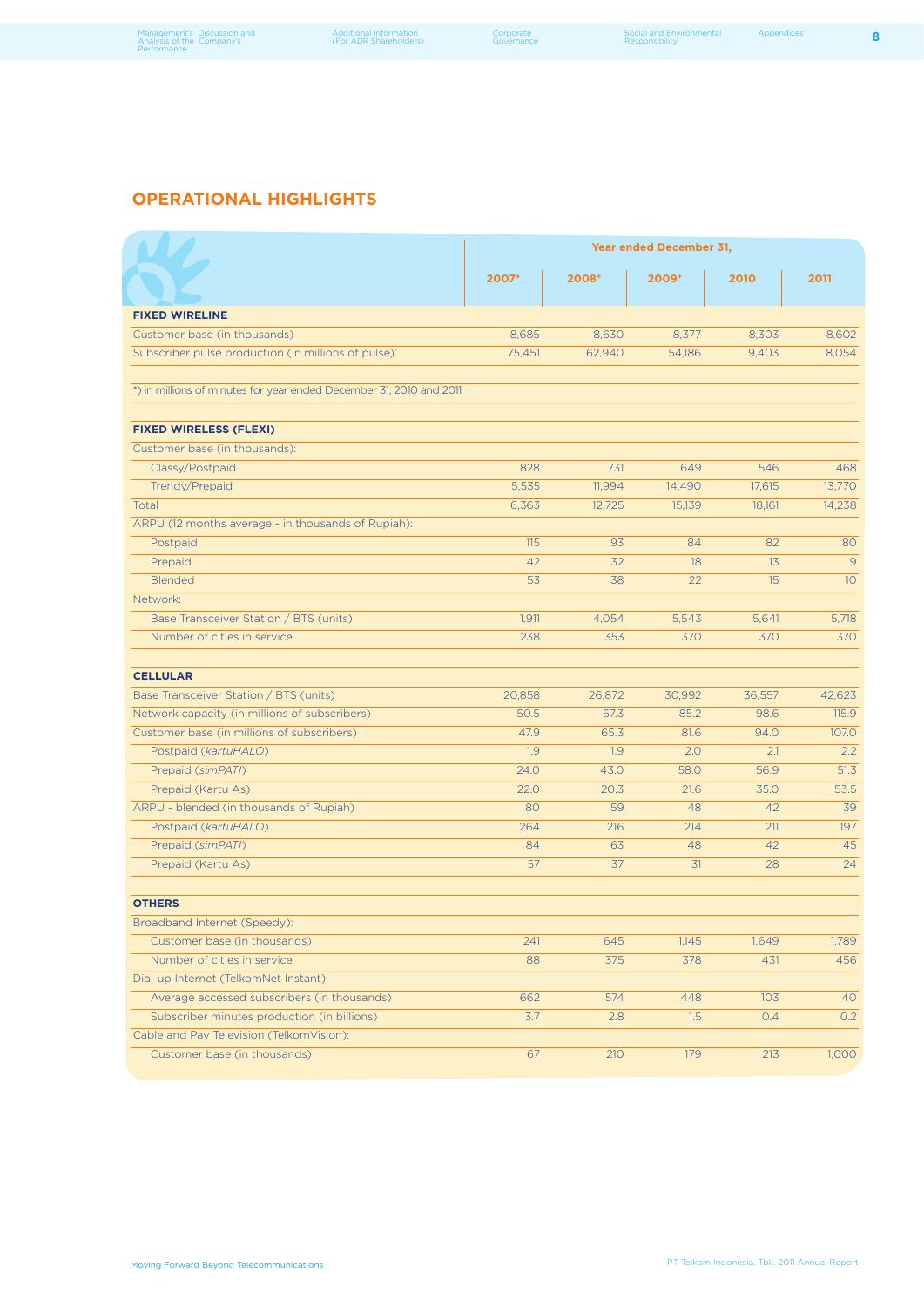## OPERATIONAL HIGHLIGHTS

| | Year ended December 31, | | | | |
|---|---|---|---|---|---|
| | 2007* | 2008* | 2009* | 2010 | 2011 |
| **FIXED WIRELINE** | | | | | |
| Customer base (in thousands) | 8,685 | 8,630 | 8,377 | 8,303 | 8,602 |
| Subscriber pulse production (in millions of pulse)* | 75,451 | 62,940 | 54,186 | 9,403 | 8,054 |
| *) in millions of minutes for year ended December 31, 2010 and 2011 | | | | | |
| **FIXED WIRELESS (FLEXI)** | | | | | |
| Customer base (in thousands): | | | | | |
| Classy/Postpaid | 828 | 731 | 649 | 546 | 468 |
| Trendy/Prepaid | 5,535 | 11,994 | 14,490 | 17,615 | 13,770 |
| Total | 6,363 | 12,725 | 15,139 | 18,161 | 14,238 |
| ARPU (12 months average - in thousands of Rupiah): | | | | | |
| Postpaid | 115 | 93 | 84 | 82 | 80 |
| Prepaid | 42 | 32 | 18 | 13 | 9 |
| Blended | 53 | 38 | 22 | 15 | 10 |
| Network: | | | | | |
| Base Transceiver Station / BTS (units) | 1,911 | 4,054 | 5,543 | 5,641 | 5,718 |
| Number of cities in service | 238 | 353 | 370 | 370 | 370 |
| **CELLULAR** | | | | | |
| Base Transceiver Station / BTS (units) | 20,858 | 26,872 | 30,992 | 36,557 | 42,623 |
| Network capacity (in millions of subscribers) | 50.5 | 67.3 | 85.2 | 98.6 | 115.9 |
| Customer base (in millions of subscribers) | 47.9 | 65.3 | 81.6 | 94.0 | 107.0 |
| Postpaid (*kartuHALO*) | 1.9 | 1.9 | 2.0 | 2.1 | 2.2 |
| Prepaid (*simPATI*) | 24.0 | 43.0 | 58.0 | 56.9 | 51.3 |
| Prepaid (Kartu As) | 22.0 | 20.3 | 21.6 | 35.0 | 53.5 |
| ARPU - blended (in thousands of Rupiah) | 80 | 59 | 48 | 42 | 39 |
| Postpaid (*kartuHALO*) | 264 | 216 | 214 | 211 | 197 |
| Prepaid (*simPATI*) | 84 | 63 | 48 | 42 | 45 |
| Prepaid (Kartu As) | 57 | 37 | 31 | 28 | 24 |
| **OTHERS** | | | | | |
| Broadband Internet (Speedy): | | | | | |
| Customer base (in thousands) | 241 | 645 | 1,145 | 1,649 | 1,789 |
| Number of cities in service | 88 | 375 | 378 | 431 | 456 |
| Dial-up Internet (TelkomNet Instant): | | | | | |
| Average accessed subscribers (in thousands) | 662 | 574 | 448 | 103 | 40 |
| Subscriber minutes production (in billions) | 3.7 | 2.8 | 1.5 | 0.4 | 0.2 |
| Cable and Pay Television (TelkomVision): | | | | | |
| Customer base (in thousands) | 67 | 210 | 179 | 213 | 1,000 |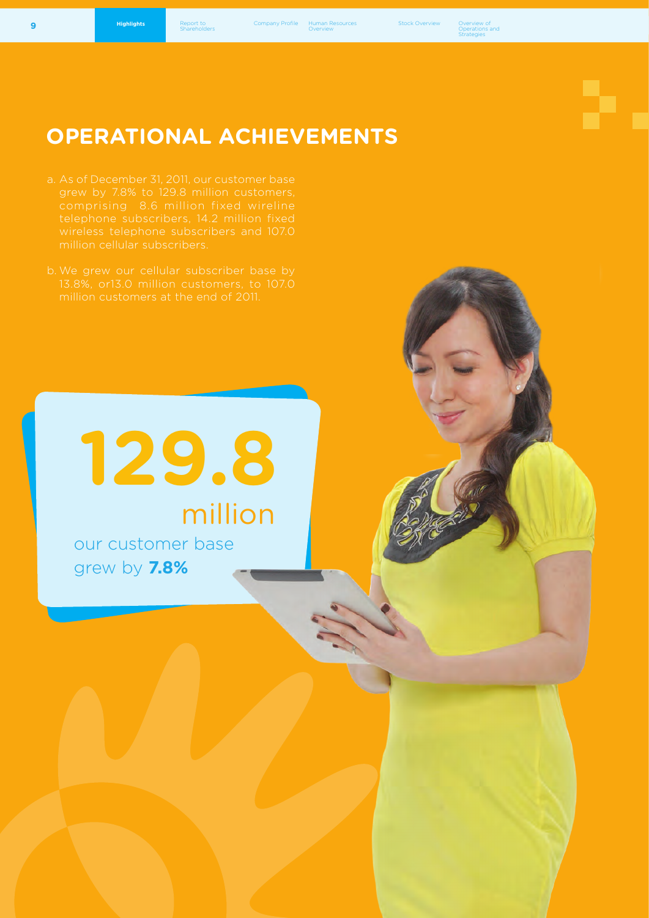# OPERATIONAL ACHIEVEMENTS

a. As of December 31, 2011, our customer base grew by 7.8% to 129.8 million customers, comprising 8.6 million fixed wireline telephone subscribers, 14.2 million fixed wireless telephone subscribers and 107.0 million cellular subscribers.

b. We grew our cellular subscriber base by 13.8%, or13.0 million customers, to 107.0 million customers at the end of 2011.

**129.8** million

our customer base grew by **7.8%**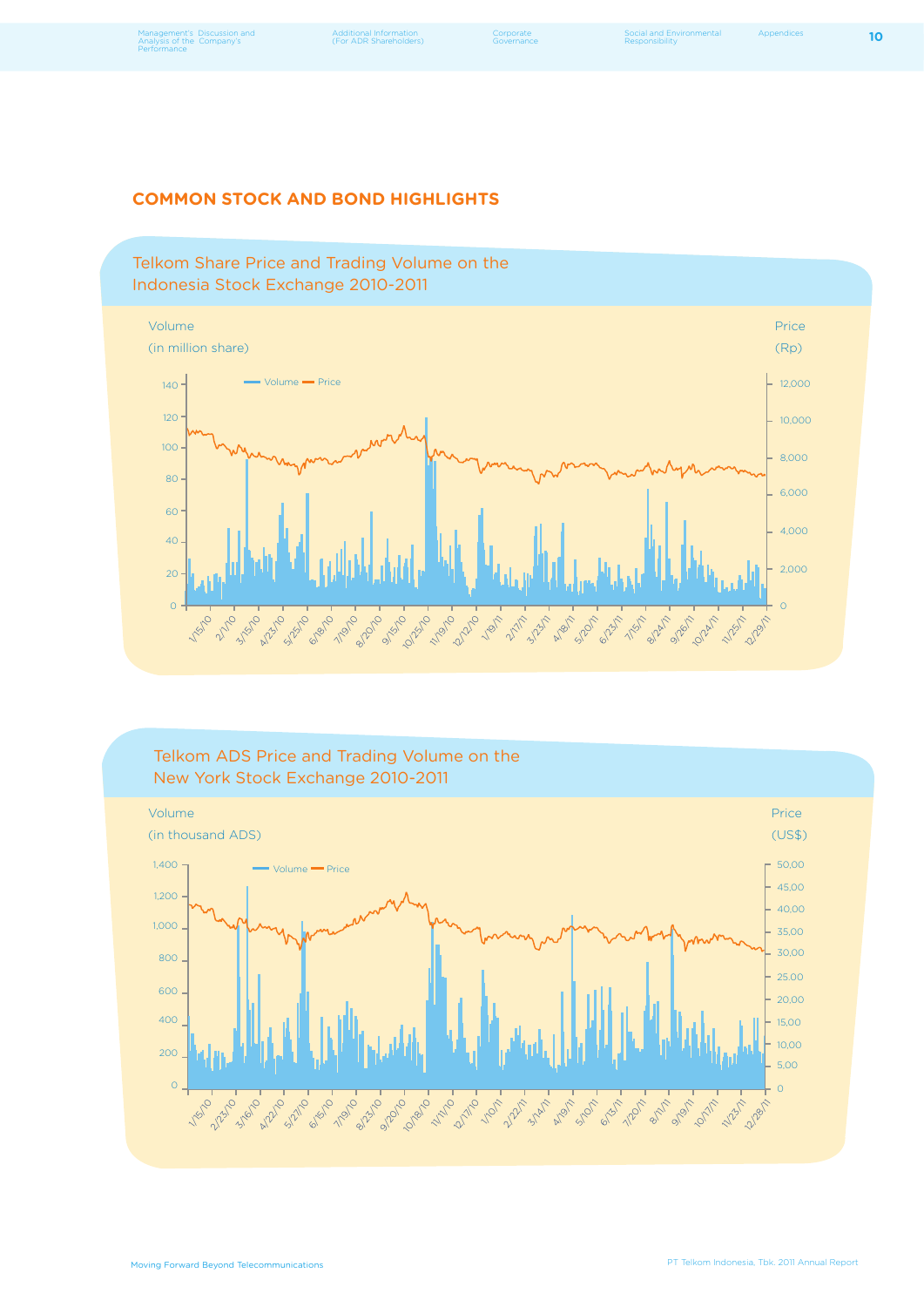## COMMON STOCK AND BOND HIGHLIGHTS

### Telkom Share Price and Trading Volume on the Indonesia Stock Exchange 2010-2011

Volume (in million share) — Price (Rp)

Volume — Price

### Telkom ADS Price and Trading Volume on the New York Stock Exchange 2010-2011

Volume (in thousand ADS) — Price (US$)

Volume — Price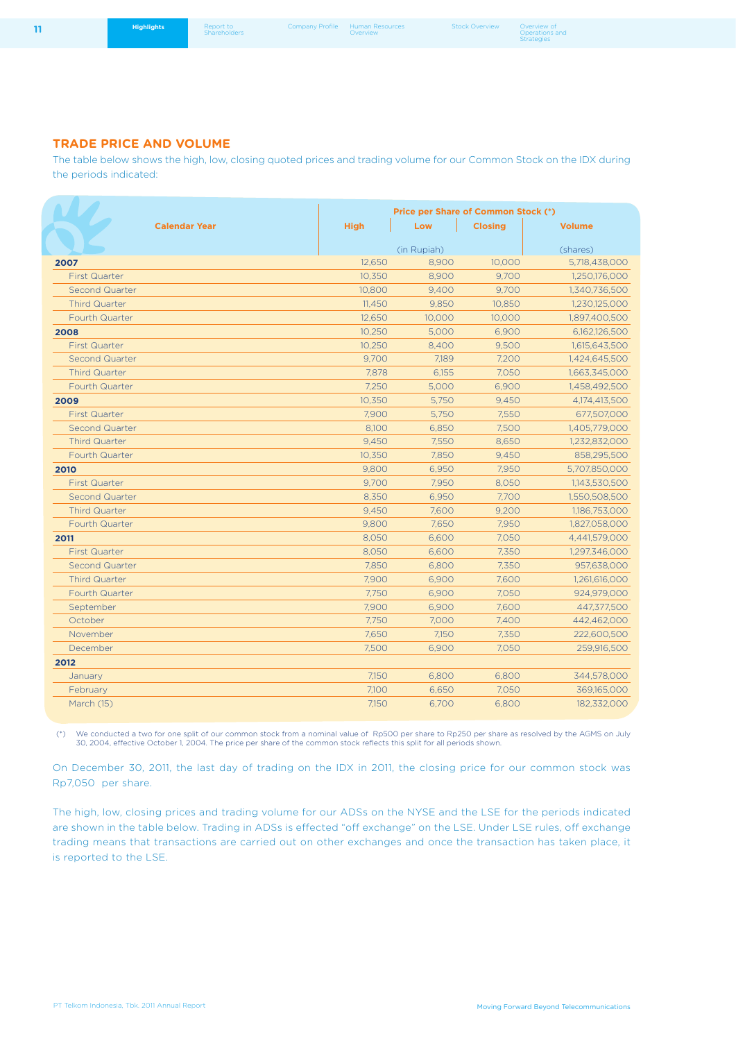## TRADE PRICE AND VOLUME

The table below shows the high, low, closing quoted prices and trading volume for our Common Stock on the IDX during the periods indicated:

| Calendar Year | Price per Share of Common Stock (*) | | | |
|---|---|---|---|---|
| | High | Low | Closing | Volume |
| | (in Rupiah) | | | (shares) |
| **2007** | 12,650 | 8,900 | 10,000 | 5,718,438,000 |
| First Quarter | 10,350 | 8,900 | 9,700 | 1,250,176,000 |
| Second Quarter | 10,800 | 9,400 | 9,700 | 1,340,736,500 |
| Third Quarter | 11,450 | 9,850 | 10,850 | 1,230,125,000 |
| Fourth Quarter | 12,650 | 10,000 | 10,000 | 1,897,400,500 |
| **2008** | 10,250 | 5,000 | 6,900 | 6,162,126,500 |
| First Quarter | 10,250 | 8,400 | 9,500 | 1,615,643,500 |
| Second Quarter | 9,700 | 7,189 | 7,200 | 1,424,645,500 |
| Third Quarter | 7,878 | 6,155 | 7,050 | 1,663,345,000 |
| Fourth Quarter | 7,250 | 5,000 | 6,900 | 1,458,492,500 |
| **2009** | 10,350 | 5,750 | 9,450 | 4,174,413,500 |
| First Quarter | 7,900 | 5,750 | 7,550 | 677,507,000 |
| Second Quarter | 8,100 | 6,850 | 7,500 | 1,405,779,000 |
| Third Quarter | 9,450 | 7,550 | 8,650 | 1,232,832,000 |
| Fourth Quarter | 10,350 | 7,850 | 9,450 | 858,295,500 |
| **2010** | 9,800 | 6,950 | 7,950 | 5,707,850,000 |
| First Quarter | 9,700 | 7,950 | 8,050 | 1,143,530,500 |
| Second Quarter | 8,350 | 6,950 | 7,700 | 1,550,508,500 |
| Third Quarter | 9,450 | 7,600 | 9,200 | 1,186,753,000 |
| Fourth Quarter | 9,800 | 7,650 | 7,950 | 1,827,058,000 |
| **2011** | 8,050 | 6,600 | 7,050 | 4,441,579,000 |
| First Quarter | 8,050 | 6,600 | 7,350 | 1,297,346,000 |
| Second Quarter | 7,850 | 6,800 | 7,350 | 957,638,000 |
| Third Quarter | 7,900 | 6,900 | 7,600 | 1,261,616,000 |
| Fourth Quarter | 7,750 | 6,900 | 7,050 | 924,979,000 |
| September | 7,900 | 6,900 | 7,600 | 447,377,500 |
| October | 7,750 | 7,000 | 7,400 | 442,462,000 |
| November | 7,650 | 7,150 | 7,350 | 222,600,500 |
| December | 7,500 | 6,900 | 7,050 | 259,916,500 |
| **2012** | | | | |
| January | 7,150 | 6,800 | 6,800 | 344,578,000 |
| February | 7,100 | 6,650 | 7,050 | 369,165,000 |
| March (15) | 7,150 | 6,700 | 6,800 | 182,332,000 |

(*) We conducted a two for one split of our common stock from a nominal value of Rp500 per share to Rp250 per share as resolved by the AGMS on July 30, 2004, effective October 1, 2004. The price per share of the common stock reflects this split for all periods shown.

On December 30, 2011, the last day of trading on the IDX in 2011, the closing price for our common stock was Rp7,050 per share.

The high, low, closing prices and trading volume for our ADSs on the NYSE and the LSE for the periods indicated are shown in the table below. Trading in ADSs is effected "off exchange" on the LSE. Under LSE rules, off exchange trading means that transactions are carried out on other exchanges and once the transaction has taken place, it is reported to the LSE.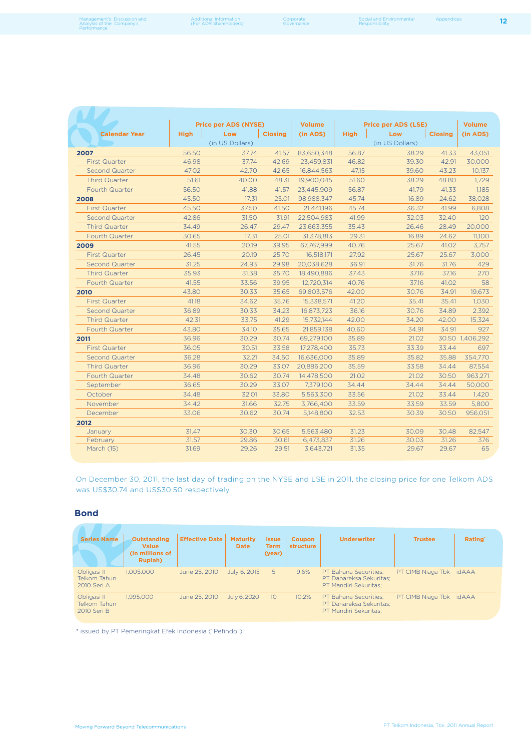| Calendar Year | Price per ADS (NYSE) High | Low | Closing | Volume (in ADS) | Price per ADS (LSE) High | Low | Closing | Volume (in ADS) |
|---|---|---|---|---|---|---|---|---|
| | (in US Dollars) | | | | (in US Dollars) | | | |
| **2007** | 56.50 | 37.74 | 41.57 | 83,650,348 | 56.87 | 38.29 | 41.33 | 43,051 |
| First Quarter | 46.98 | 37.74 | 42.69 | 23,459,831 | 46.82 | 39.30 | 42.91 | 30,000 |
| Second Quarter | 47.02 | 42.70 | 42.65 | 16,844,563 | 47.15 | 39.60 | 43.23 | 10,137 |
| Third Quarter | 51.61 | 40.00 | 48.31 | 19,900,045 | 51.60 | 38.29 | 48.80 | 1,729 |
| Fourth Quarter | 56.50 | 41.88 | 41.57 | 23,445,909 | 56.87 | 41.79 | 41.33 | 1,185 |
| **2008** | 45.50 | 17.31 | 25.01 | 98,988,347 | 45.74 | 16.89 | 24.62 | 38,028 |
| First Quarter | 45.50 | 37.50 | 41.50 | 21,441,196 | 45.74 | 36.32 | 41.99 | 6,808 |
| Second Quarter | 42.86 | 31.50 | 31.91 | 22,504,983 | 41.99 | 32.03 | 32.40 | 120 |
| Third Quarter | 34.49 | 26.47 | 29.47 | 23,663,355 | 35.43 | 26.46 | 28.49 | 20,000 |
| Fourth Quarter | 30.65 | 17.31 | 25.01 | 31,378,813 | 29.31 | 16.89 | 24.62 | 11,100 |
| **2009** | 41.55 | 20.19 | 39.95 | 67,767,999 | 40.76 | 25.67 | 41.02 | 3,757 |
| First Quarter | 26.45 | 20.19 | 25.70 | 16,518,171 | 27.92 | 25.67 | 25.67 | 3,000 |
| Second Quarter | 31.25 | 24.93 | 29.98 | 20,038,628 | 36.91 | 31.76 | 31.76 | 429 |
| Third Quarter | 35.93 | 31.38 | 35.70 | 18,490,886 | 37.43 | 37.16 | 37.16 | 270 |
| Fourth Quarter | 41.55 | 33.56 | 39.95 | 12,720,314 | 40.76 | 37.16 | 41.02 | 58 |
| **2010** | 43.80 | 30.33 | 35.65 | 69,803,576 | 42.00 | 30.76 | 34.91 | 19,673 |
| First Quarter | 41.18 | 34.62 | 35.76 | 15,338,571 | 41.20 | 35.41 | 35.41 | 1,030 |
| Second Quarter | 36.89 | 30.33 | 34.23 | 16,873,723 | 36.16 | 30.76 | 34.89 | 2,392 |
| Third Quarter | 42.31 | 33.75 | 41.29 | 15,732,144 | 42.00 | 34.20 | 42.00 | 15,324 |
| Fourth Quarter | 43.80 | 34.10 | 35.65 | 21,859,138 | 40.60 | 34.91 | 34.91 | 927 |
| **2011** | 36.96 | 30.29 | 30.74 | 69,279,100 | 35.89 | 21.02 | 30.50 | 1,406,292 |
| First Quarter | 36.05 | 30.51 | 33.58 | 17,278,400 | 35.73 | 33.39 | 33.44 | 697 |
| Second Quarter | 36.28 | 32.21 | 34.50 | 16,636,000 | 35.89 | 35.82 | 35.88 | 354,770 |
| Third Quarter | 36.96 | 30.29 | 33.07 | 20,886,200 | 35.59 | 33.58 | 34.44 | 87,554 |
| Fourth Quarter | 34.48 | 30.62 | 30.74 | 14,478,500 | 21.02 | 21.02 | 30.50 | 963,271 |
| September | 36.65 | 30.29 | 33.07 | 7,379,100 | 34.44 | 34.44 | 34.44 | 50,000 |
| October | 34.48 | 32.01 | 33.80 | 5,563,300 | 33.56 | 21.02 | 33.44 | 1,420 |
| November | 34.42 | 31.66 | 32.75 | 3,766,400 | 33.59 | 33.59 | 33.59 | 5,800 |
| December | 33.06 | 30.62 | 30.74 | 5,148,800 | 32.53 | 30.39 | 30.50 | 956,051 |
| **2012** | | | | | | | | |
| January | 31.47 | 30.30 | 30.65 | 5,563,480 | 31.23 | 30.09 | 30.48 | 82,547 |
| February | 31.57 | 29.86 | 30.61 | 6,473,837 | 31.26 | 30.03 | 31.26 | 376 |
| March (15) | 31.69 | 29.26 | 29.51 | 3,643,721 | 31.35 | 29.67 | 29.67 | 65 |

On December 30, 2011, the last day of trading on the NYSE and LSE in 2011, the closing price for one Telkom ADS was US$30.74 and US$30.50 respectively.

## Bond

| Series Name | Outstanding Value (in millions of Rupiah) | Effective Date | Maturity Date | Issue Term (year) | Coupon structure | Underwriter | Trustee | Rating* |
|---|---|---|---|---|---|---|---|---|
| Obligasi II Telkom Tahun 2010 Seri A | 1,005,000 | June 25, 2010 | July 6, 2015 | 5 | 9.6% | PT Bahana Securities; PT Danareksa Sekuritas; PT Mandiri Sekuritas; | PT CIMB Niaga Tbk | idAAA |
| Obligasi II Telkom Tahun 2010 Seri B | 1,995,000 | June 25, 2010 | July 6, 2020 | 10 | 10.2% | PT Bahana Securities; PT Danareksa Sekuritas; PT Mandiri Sekuritas; | PT CIMB Niaga Tbk | idAAA |

* issued by PT Pemeringkat Efek Indonesia ("Pefindo")